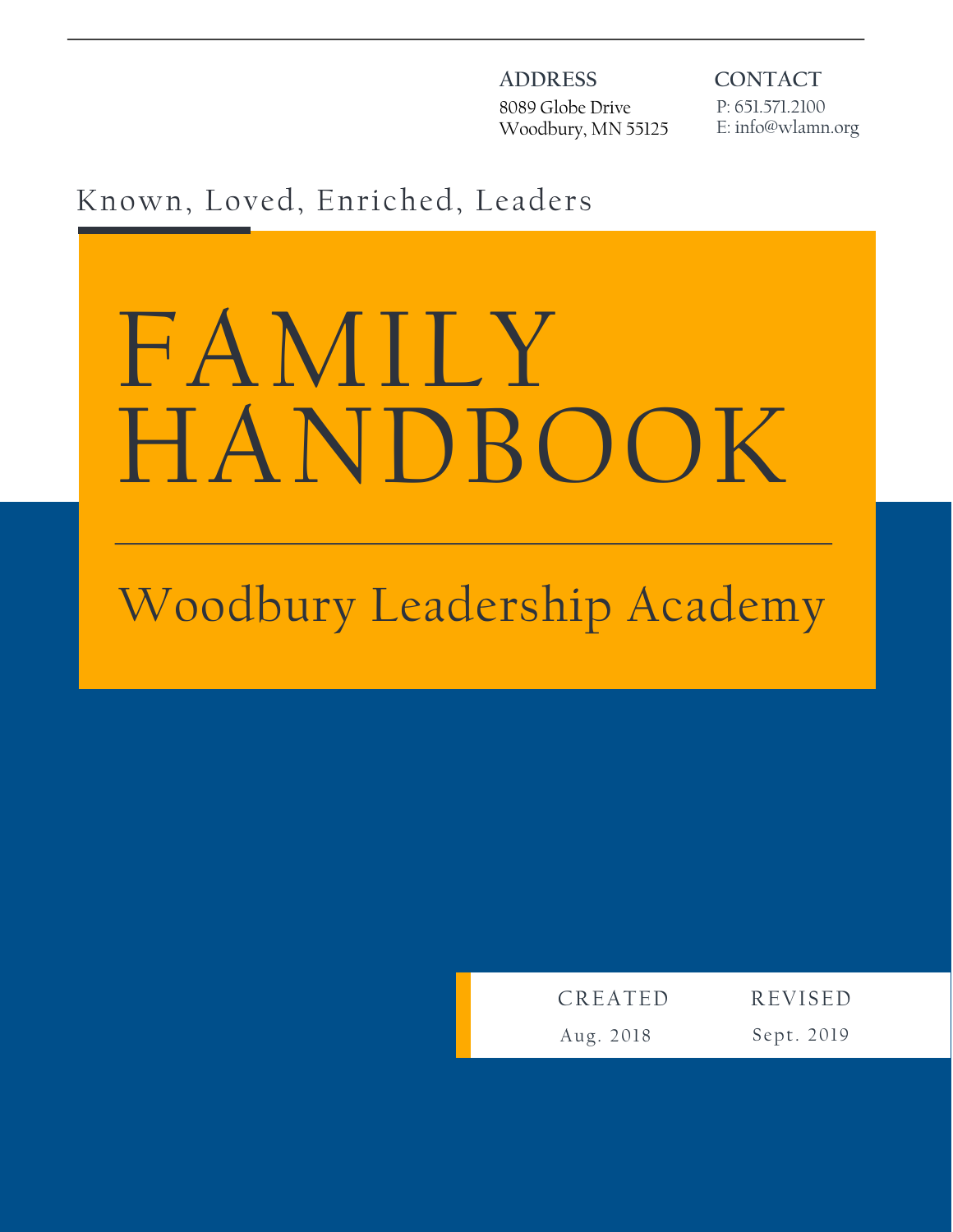**ADDRESS**
8089 Globe Drive
Woodbury, MN 55125

**CONTACT**
P: 651.571.2100
E: info@wlamn.org

Known, Loved, Enriched, Leaders

# FAMILY HANDBOOK

## Woodbury Leadership Academy

| CREATED | REVISED |
| --- | --- |
| Aug. 2018 | Sept. 2019 |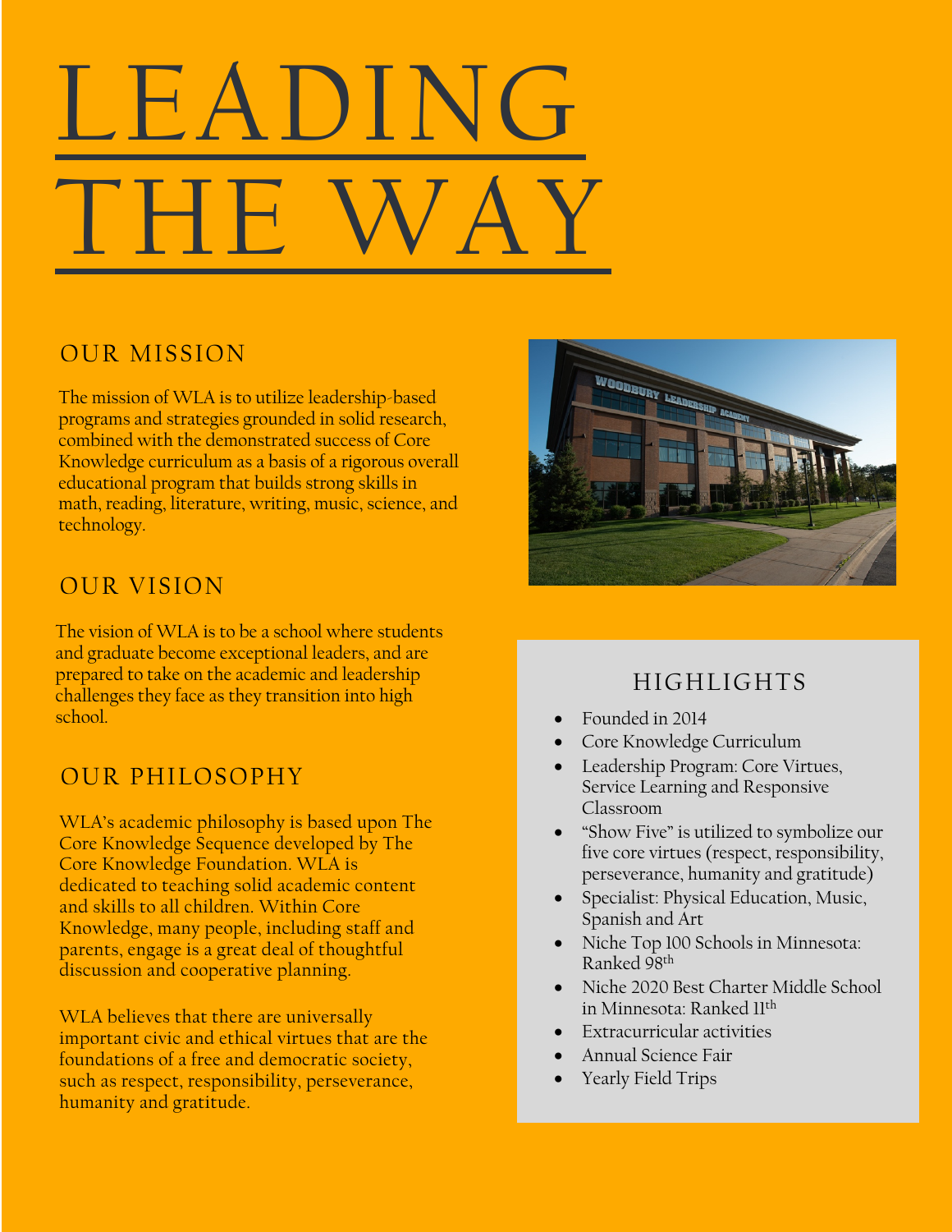# LEADING THE WAY

## OUR MISSION

The mission of WLA is to utilize leadership-based programs and strategies grounded in solid research, combined with the demonstrated success of Core Knowledge curriculum as a basis of a rigorous overall educational program that builds strong skills in math, reading, literature, writing, music, science, and technology.

## OUR VISION

The vision of WLA is to be a school where students and graduate become exceptional leaders, and are prepared to take on the academic and leadership challenges they face as they transition into high school.

## OUR PHILOSOPHY

WLA's academic philosophy is based upon The Core Knowledge Sequence developed by The Core Knowledge Foundation. WLA is dedicated to teaching solid academic content and skills to all children. Within Core Knowledge, many people, including staff and parents, engage is a great deal of thoughtful discussion and cooperative planning.

WLA believes that there are universally important civic and ethical virtues that are the foundations of a free and democratic society, such as respect, responsibility, perseverance, humanity and gratitude.

## HIGHLIGHTS

- Founded in 2014
- Core Knowledge Curriculum
- Leadership Program: Core Virtues, Service Learning and Responsive Classroom
- "Show Five" is utilized to symbolize our five core virtues (respect, responsibility, perseverance, humanity and gratitude)
- Specialist: Physical Education, Music, Spanish and Art
- Niche Top 100 Schools in Minnesota: Ranked 98th
- Niche 2020 Best Charter Middle School in Minnesota: Ranked 11th
- Extracurricular activities
- Annual Science Fair
- Yearly Field Trips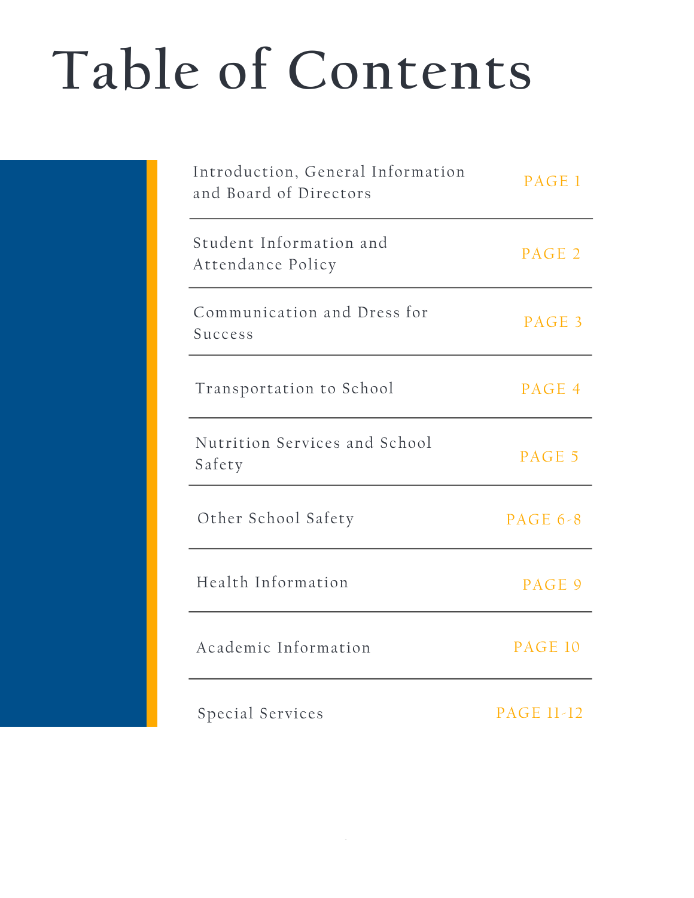# Table of Contents

| | |
|---|---|
| Introduction, General Information and Board of Directors | PAGE 1 |
| Student Information and Attendance Policy | PAGE 2 |
| Communication and Dress for Success | PAGE 3 |
| Transportation to School | PAGE 4 |
| Nutrition Services and School Safety | PAGE 5 |
| Other School Safety | PAGE 6-8 |
| Health Information | PAGE 9 |
| Academic Information | PAGE 10 |
| Special Services | PAGE 11-12 |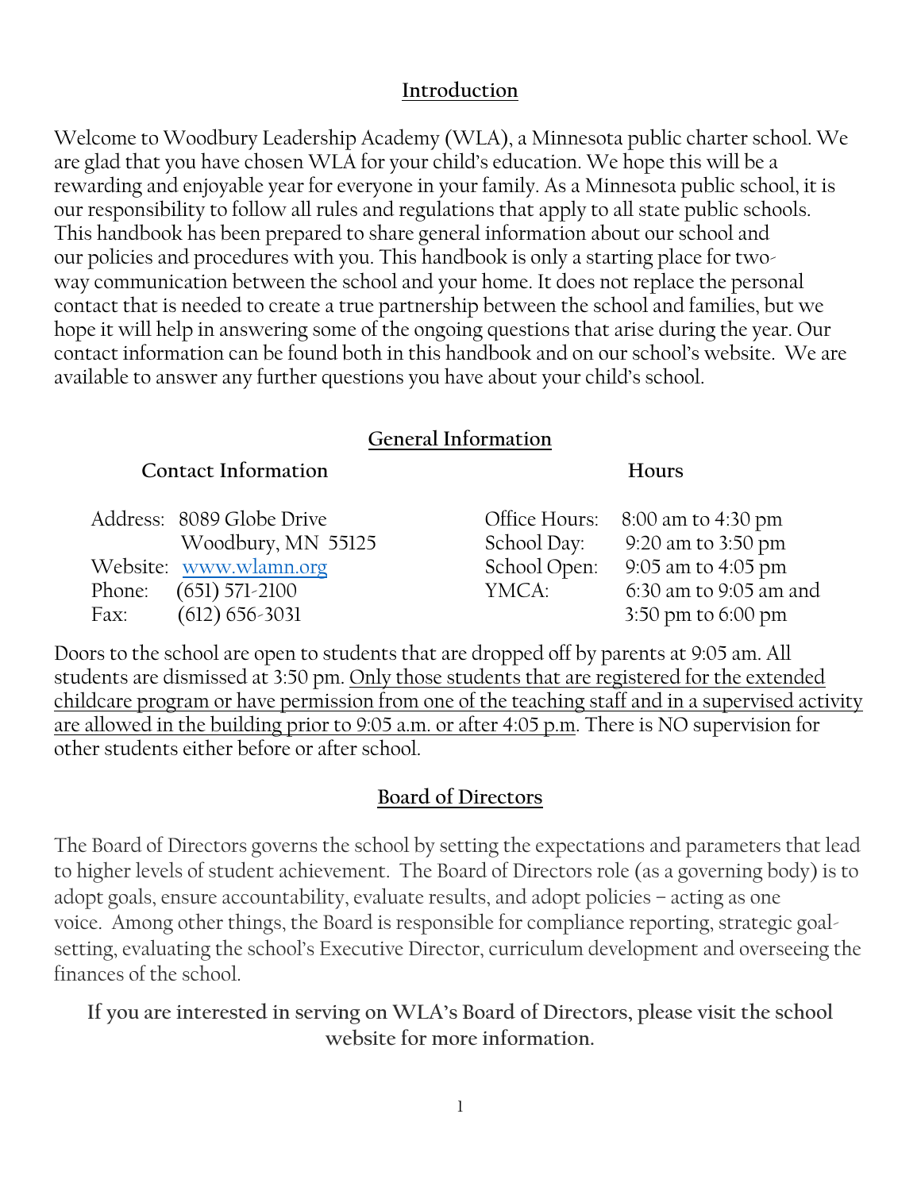## Introduction

Welcome to Woodbury Leadership Academy (WLA), a Minnesota public charter school. We are glad that you have chosen WLA for your child's education. We hope this will be a rewarding and enjoyable year for everyone in your family. As a Minnesota public school, it is our responsibility to follow all rules and regulations that apply to all state public schools. This handbook has been prepared to share general information about our school and our policies and procedures with you. This handbook is only a starting place for two-way communication between the school and your home. It does not replace the personal contact that is needed to create a true partnership between the school and families, but we hope it will help in answering some of the ongoing questions that arise during the year. Our contact information can be found both in this handbook and on our school's website. We are available to answer any further questions you have about your child's school.

## General Information

### Contact Information

Address: 8089 Globe Drive
Woodbury, MN 55125
Website: www.wlamn.org
Phone: (651) 571-2100
Fax: (612) 656-3031

### Hours

| | |
|---|---|
| Office Hours: | 8:00 am to 4:30 pm |
| School Day: | 9:20 am to 3:50 pm |
| School Open: | 9:05 am to 4:05 pm |
| YMCA: | 6:30 am to 9:05 am and 3:50 pm to 6:00 pm |

Doors to the school are open to students that are dropped off by parents at 9:05 am. All students are dismissed at 3:50 pm. Only those students that are registered for the extended childcare program or have permission from one of the teaching staff and in a supervised activity are allowed in the building prior to 9:05 a.m. or after 4:05 p.m. There is NO supervision for other students either before or after school.

## Board of Directors

The Board of Directors governs the school by setting the expectations and parameters that lead to higher levels of student achievement. The Board of Directors role (as a governing body) is to adopt goals, ensure accountability, evaluate results, and adopt policies – acting as one voice. Among other things, the Board is responsible for compliance reporting, strategic goal-setting, evaluating the school's Executive Director, curriculum development and overseeing the finances of the school.

**If you are interested in serving on WLA's Board of Directors, please visit the school website for more information.**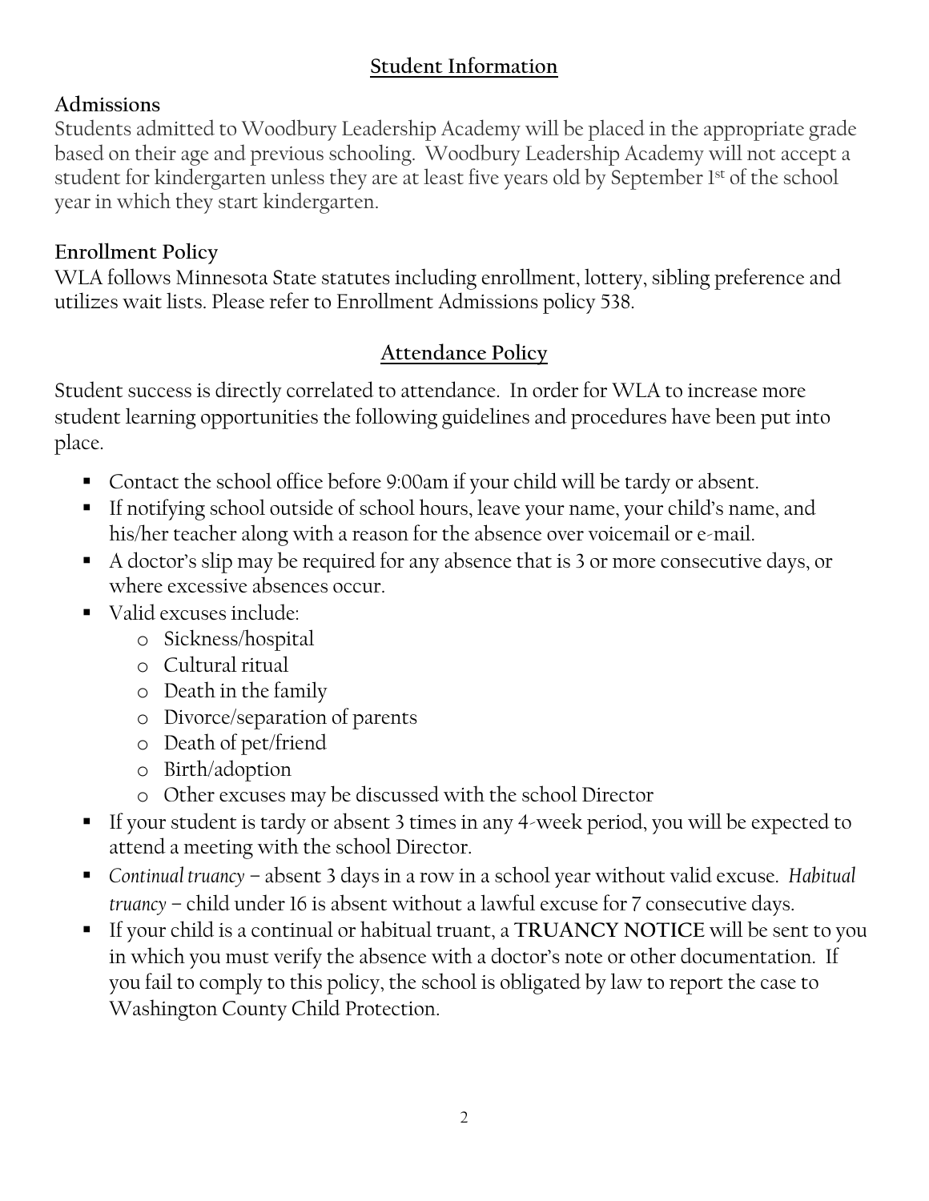## Student Information

### Admissions

Students admitted to Woodbury Leadership Academy will be placed in the appropriate grade based on their age and previous schooling. Woodbury Leadership Academy will not accept a student for kindergarten unless they are at least five years old by September 1st of the school year in which they start kindergarten.

### Enrollment Policy

WLA follows Minnesota State statutes including enrollment, lottery, sibling preference and utilizes wait lists. Please refer to Enrollment Admissions policy 538.

## Attendance Policy

Student success is directly correlated to attendance. In order for WLA to increase more student learning opportunities the following guidelines and procedures have been put into place.

- Contact the school office before 9:00am if your child will be tardy or absent.
- If notifying school outside of school hours, leave your name, your child's name, and his/her teacher along with a reason for the absence over voicemail or e-mail.
- A doctor's slip may be required for any absence that is 3 or more consecutive days, or where excessive absences occur.
- Valid excuses include:
  - Sickness/hospital
  - Cultural ritual
  - Death in the family
  - Divorce/separation of parents
  - Death of pet/friend
  - Birth/adoption
  - Other excuses may be discussed with the school Director
- If your student is tardy or absent 3 times in any 4-week period, you will be expected to attend a meeting with the school Director.
- *Continual truancy* – absent 3 days in a row in a school year without valid excuse. *Habitual truancy* – child under 16 is absent without a lawful excuse for 7 consecutive days.
- If your child is a continual or habitual truant, a **TRUANCY NOTICE** will be sent to you in which you must verify the absence with a doctor's note or other documentation. If you fail to comply to this policy, the school is obligated by law to report the case to Washington County Child Protection.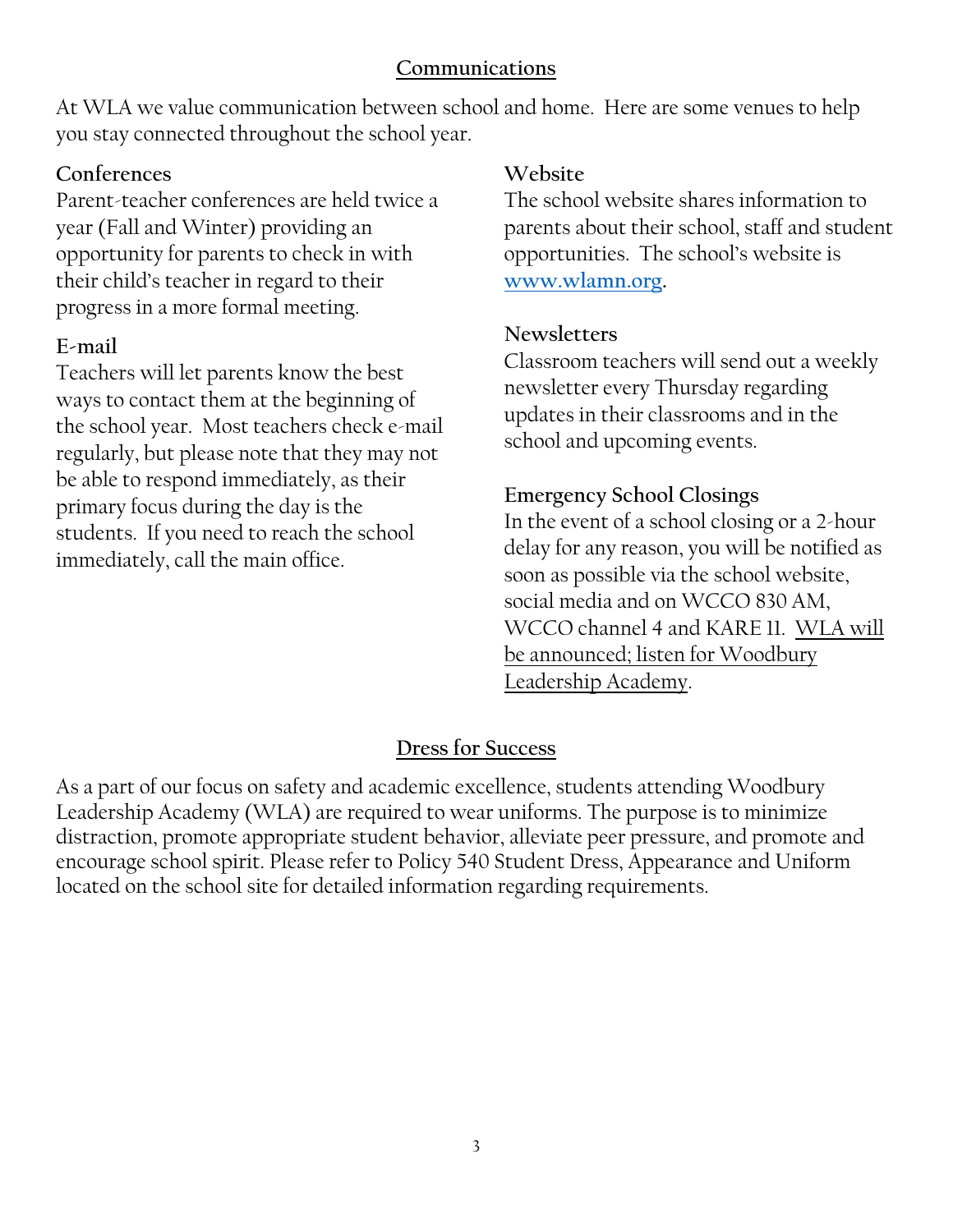## Communications

At WLA we value communication between school and home. Here are some venues to help you stay connected throughout the school year.

### Conferences

Parent-teacher conferences are held twice a year (Fall and Winter) providing an opportunity for parents to check in with their child's teacher in regard to their progress in a more formal meeting.

### E-mail

Teachers will let parents know the best ways to contact them at the beginning of the school year. Most teachers check e-mail regularly, but please note that they may not be able to respond immediately, as their primary focus during the day is the students. If you need to reach the school immediately, call the main office.

### Website

The school website shares information to parents about their school, staff and student opportunities. The school's website is [www.wlamn.org](http://www.wlamn.org).

### Newsletters

Classroom teachers will send out a weekly newsletter every Thursday regarding updates in their classrooms and in the school and upcoming events.

### Emergency School Closings

In the event of a school closing or a 2-hour delay for any reason, you will be notified as soon as possible via the school website, social media and on WCCO 830 AM, WCCO channel 4 and KARE 11. <u>WLA will be announced; listen for Woodbury Leadership Academy</u>.

## Dress for Success

As a part of our focus on safety and academic excellence, students attending Woodbury Leadership Academy (WLA) are required to wear uniforms. The purpose is to minimize distraction, promote appropriate student behavior, alleviate peer pressure, and promote and encourage school spirit. Please refer to Policy 540 Student Dress, Appearance and Uniform located on the school site for detailed information regarding requirements.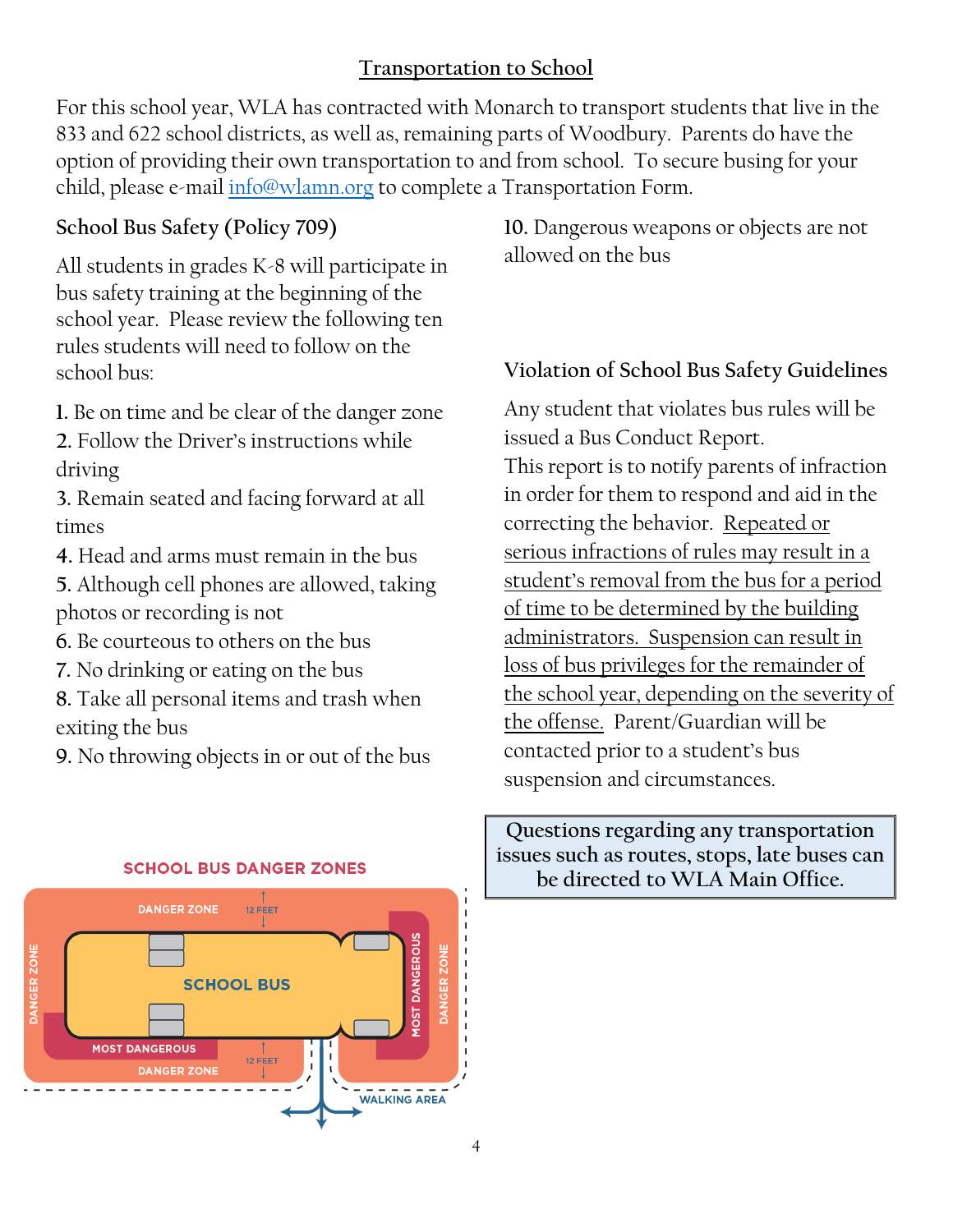## Transportation to School

For this school year, WLA has contracted with Monarch to transport students that live in the 833 and 622 school districts, as well as, remaining parts of Woodbury. Parents do have the option of providing their own transportation to and from school. To secure busing for your child, please e-mail info@wlamn.org to complete a Transportation Form.

### School Bus Safety (Policy 709)

All students in grades K-8 will participate in bus safety training at the beginning of the school year. Please review the following ten rules students will need to follow on the school bus:

1. Be on time and be clear of the danger zone
2. Follow the Driver's instructions while driving
3. Remain seated and facing forward at all times
4. Head and arms must remain in the bus
5. Although cell phones are allowed, taking photos or recording is not
6. Be courteous to others on the bus
7. No drinking or eating on the bus
8. Take all personal items and trash when exiting the bus
9. No throwing objects in or out of the bus
10. Dangerous weapons or objects are not allowed on the bus

SCHOOL BUS DANGER ZONES

DANGER ZONE — 12 FEET — SCHOOL BUS — MOST DANGEROUS — WALKING AREA

### Violation of School Bus Safety Guidelines

Any student that violates bus rules will be issued a Bus Conduct Report.
This report is to notify parents of infraction in order for them to respond and aid in the correcting the behavior. Repeated or serious infractions of rules may result in a student's removal from the bus for a period of time to be determined by the building administrators. Suspension can result in loss of bus privileges for the remainder of the school year, depending on the severity of the offense. Parent/Guardian will be contacted prior to a student's bus suspension and circumstances.

Questions regarding any transportation issues such as routes, stops, late buses can be directed to WLA Main Office.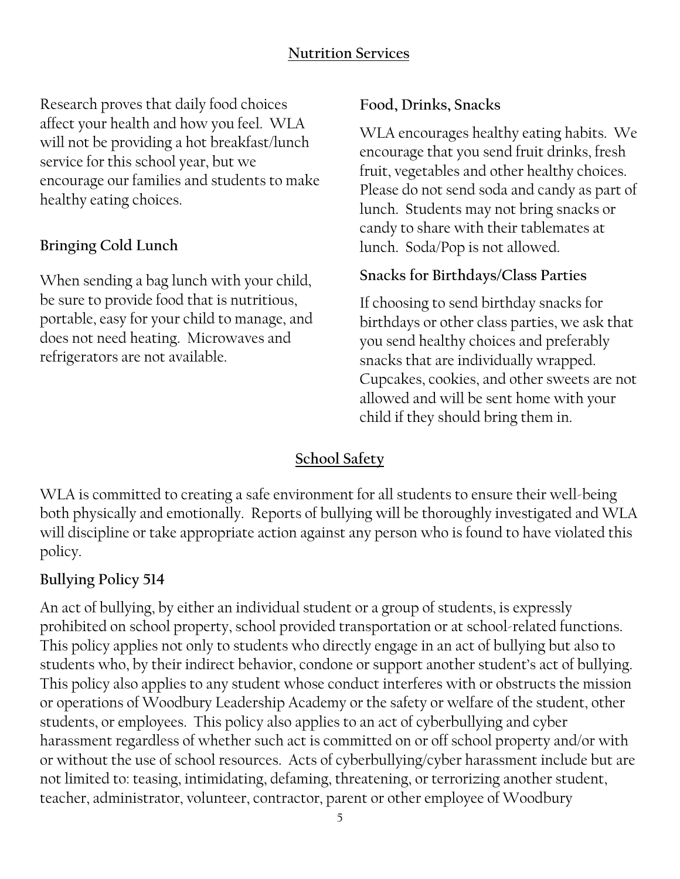## Nutrition Services

Research proves that daily food choices affect your health and how you feel. WLA will not be providing a hot breakfast/lunch service for this school year, but we encourage our families and students to make healthy eating choices.

### Bringing Cold Lunch

When sending a bag lunch with your child, be sure to provide food that is nutritious, portable, easy for your child to manage, and does not need heating. Microwaves and refrigerators are not available.

### Food, Drinks, Snacks

WLA encourages healthy eating habits. We encourage that you send fruit drinks, fresh fruit, vegetables and other healthy choices. Please do not send soda and candy as part of lunch. Students may not bring snacks or candy to share with their tablemates at lunch. Soda/Pop is not allowed.

### Snacks for Birthdays/Class Parties

If choosing to send birthday snacks for birthdays or other class parties, we ask that you send healthy choices and preferably snacks that are individually wrapped. Cupcakes, cookies, and other sweets are not allowed and will be sent home with your child if they should bring them in.

## School Safety

WLA is committed to creating a safe environment for all students to ensure their well-being both physically and emotionally. Reports of bullying will be thoroughly investigated and WLA will discipline or take appropriate action against any person who is found to have violated this policy.

### Bullying Policy 514

An act of bullying, by either an individual student or a group of students, is expressly prohibited on school property, school provided transportation or at school-related functions. This policy applies not only to students who directly engage in an act of bullying but also to students who, by their indirect behavior, condone or support another student's act of bullying. This policy also applies to any student whose conduct interferes with or obstructs the mission or operations of Woodbury Leadership Academy or the safety or welfare of the student, other students, or employees. This policy also applies to an act of cyberbullying and cyber harassment regardless of whether such act is committed on or off school property and/or with or without the use of school resources. Acts of cyberbullying/cyber harassment include but are not limited to: teasing, intimidating, defaming, threatening, or terrorizing another student, teacher, administrator, volunteer, contractor, parent or other employee of Woodbury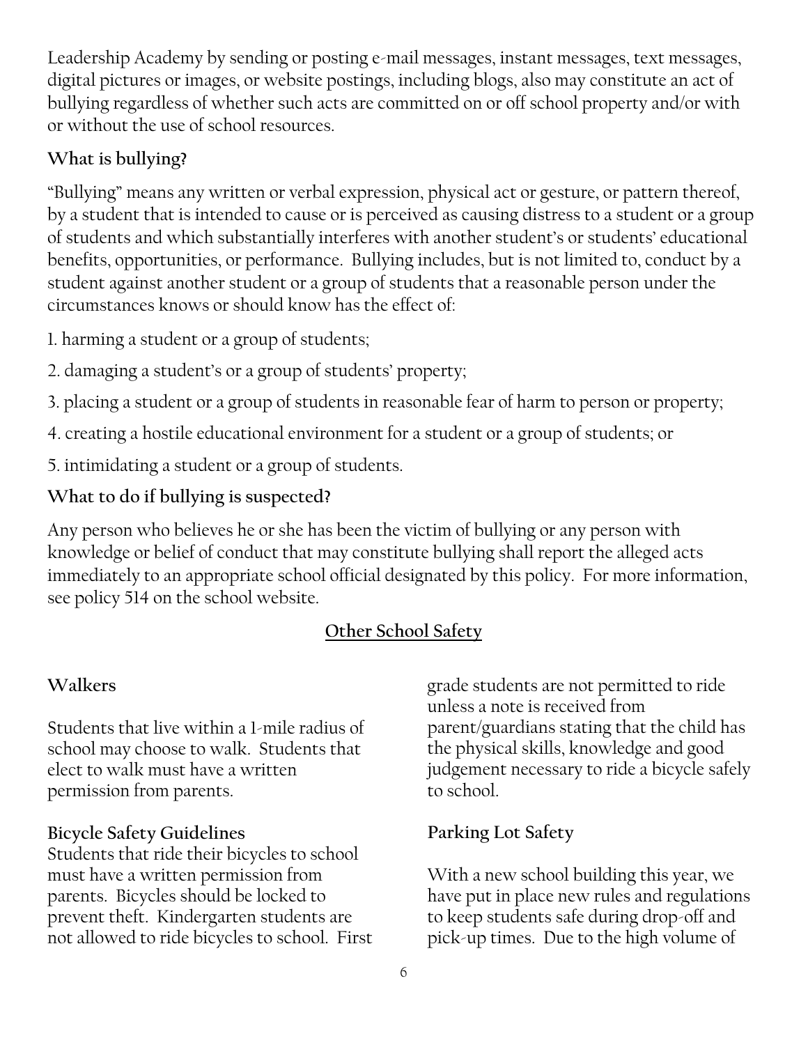Leadership Academy by sending or posting e-mail messages, instant messages, text messages, digital pictures or images, or website postings, including blogs, also may constitute an act of bullying regardless of whether such acts are committed on or off school property and/or with or without the use of school resources.

### What is bullying?

"Bullying" means any written or verbal expression, physical act or gesture, or pattern thereof, by a student that is intended to cause or is perceived as causing distress to a student or a group of students and which substantially interferes with another student's or students' educational benefits, opportunities, or performance. Bullying includes, but is not limited to, conduct by a student against another student or a group of students that a reasonable person under the circumstances knows or should know has the effect of:

1. harming a student or a group of students;
2. damaging a student's or a group of students' property;
3. placing a student or a group of students in reasonable fear of harm to person or property;
4. creating a hostile educational environment for a student or a group of students; or
5. intimidating a student or a group of students.

### What to do if bullying is suspected?

Any person who believes he or she has been the victim of bullying or any person with knowledge or belief of conduct that may constitute bullying shall report the alleged acts immediately to an appropriate school official designated by this policy. For more information, see policy 514 on the school website.

## Other School Safety

### Walkers

Students that live within a 1-mile radius of school may choose to walk. Students that elect to walk must have a written permission from parents.

### Bicycle Safety Guidelines

Students that ride their bicycles to school must have a written permission from parents. Bicycles should be locked to prevent theft. Kindergarten students are not allowed to ride bicycles to school. First grade students are not permitted to ride unless a note is received from parent/guardians stating that the child has the physical skills, knowledge and good judgement necessary to ride a bicycle safely to school.

### Parking Lot Safety

With a new school building this year, we have put in place new rules and regulations to keep students safe during drop-off and pick-up times. Due to the high volume of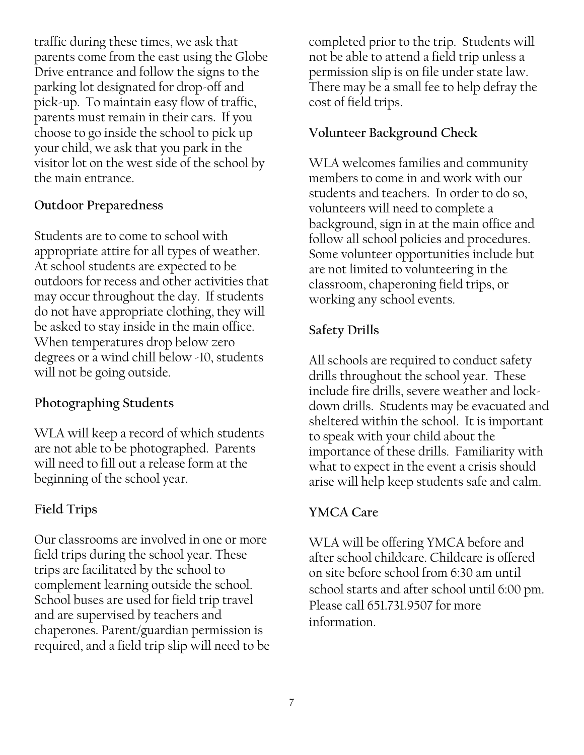traffic during these times, we ask that parents come from the east using the Globe Drive entrance and follow the signs to the parking lot designated for drop-off and pick-up. To maintain easy flow of traffic, parents must remain in their cars. If you choose to go inside the school to pick up your child, we ask that you park in the visitor lot on the west side of the school by the main entrance.

### Outdoor Preparedness

Students are to come to school with appropriate attire for all types of weather. At school students are expected to be outdoors for recess and other activities that may occur throughout the day. If students do not have appropriate clothing, they will be asked to stay inside in the main office. When temperatures drop below zero degrees or a wind chill below -10, students will not be going outside.

### Photographing Students

WLA will keep a record of which students are not able to be photographed. Parents will need to fill out a release form at the beginning of the school year.

### Field Trips

Our classrooms are involved in one or more field trips during the school year. These trips are facilitated by the school to complement learning outside the school. School buses are used for field trip travel and are supervised by teachers and chaperones. Parent/guardian permission is required, and a field trip slip will need to be completed prior to the trip. Students will not be able to attend a field trip unless a permission slip is on file under state law. There may be a small fee to help defray the cost of field trips.

### Volunteer Background Check

WLA welcomes families and community members to come in and work with our students and teachers. In order to do so, volunteers will need to complete a background, sign in at the main office and follow all school policies and procedures. Some volunteer opportunities include but are not limited to volunteering in the classroom, chaperoning field trips, or working any school events.

### Safety Drills

All schools are required to conduct safety drills throughout the school year. These include fire drills, severe weather and lock-down drills. Students may be evacuated and sheltered within the school. It is important to speak with your child about the importance of these drills. Familiarity with what to expect in the event a crisis should arise will help keep students safe and calm.

### YMCA Care

WLA will be offering YMCA before and after school childcare. Childcare is offered on site before school from 6:30 am until school starts and after school until 6:00 pm. Please call 651.731.9507 for more information.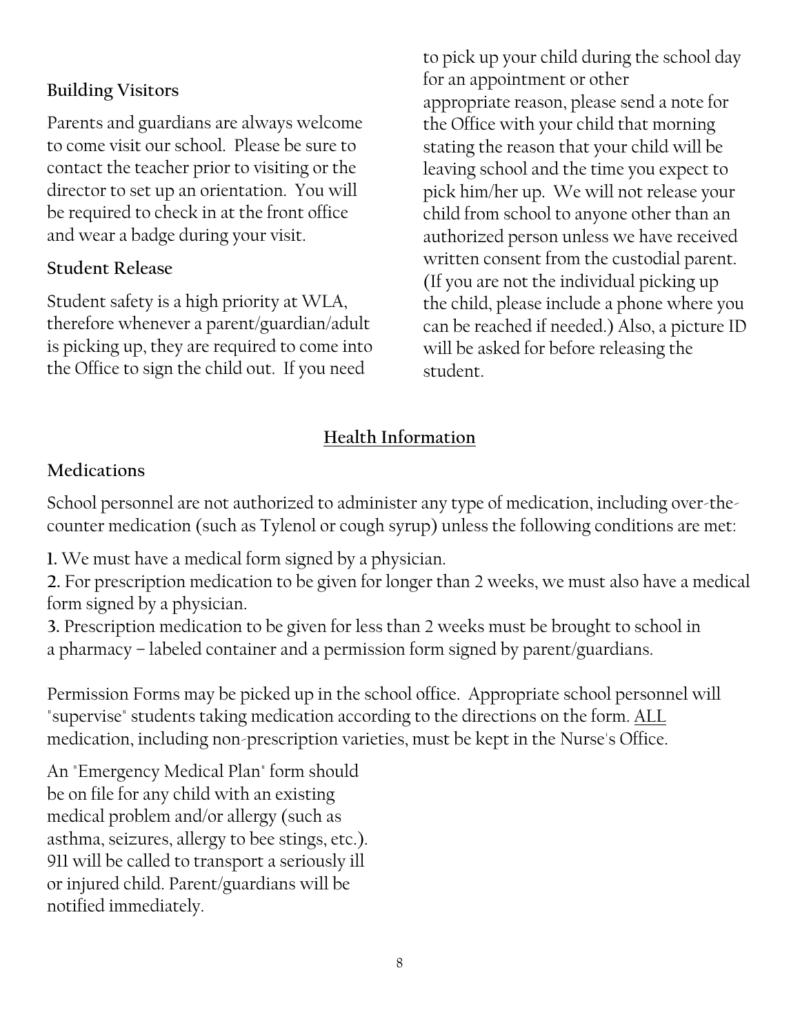### Building Visitors

Parents and guardians are always welcome to come visit our school. Please be sure to contact the teacher prior to visiting or the director to set up an orientation. You will be required to check in at the front office and wear a badge during your visit.

### Student Release

Student safety is a high priority at WLA, therefore whenever a parent/guardian/adult is picking up, they are required to come into the Office to sign the child out. If you need to pick up your child during the school day for an appointment or other appropriate reason, please send a note for the Office with your child that morning stating the reason that your child will be leaving school and the time you expect to pick him/her up. We will not release your child from school to anyone other than an authorized person unless we have received written consent from the custodial parent. (If you are not the individual picking up the child, please include a phone where you can be reached if needed.) Also, a picture ID will be asked for before releasing the student.

## Health Information

### Medications

School personnel are not authorized to administer any type of medication, including over-the-counter medication (such as Tylenol or cough syrup) unless the following conditions are met:

**1.** We must have a medical form signed by a physician.
**2.** For prescription medication to be given for longer than 2 weeks, we must also have a medical form signed by a physician.
**3.** Prescription medication to be given for less than 2 weeks must be brought to school in a pharmacy – labeled container and a permission form signed by parent/guardians.

Permission Forms may be picked up in the school office. Appropriate school personnel will "supervise" students taking medication according to the directions on the form. ALL medication, including non-prescription varieties, must be kept in the Nurse's Office.

An "Emergency Medical Plan" form should be on file for any child with an existing medical problem and/or allergy (such as asthma, seizures, allergy to bee stings, etc.). 911 will be called to transport a seriously ill or injured child. Parent/guardians will be notified immediately.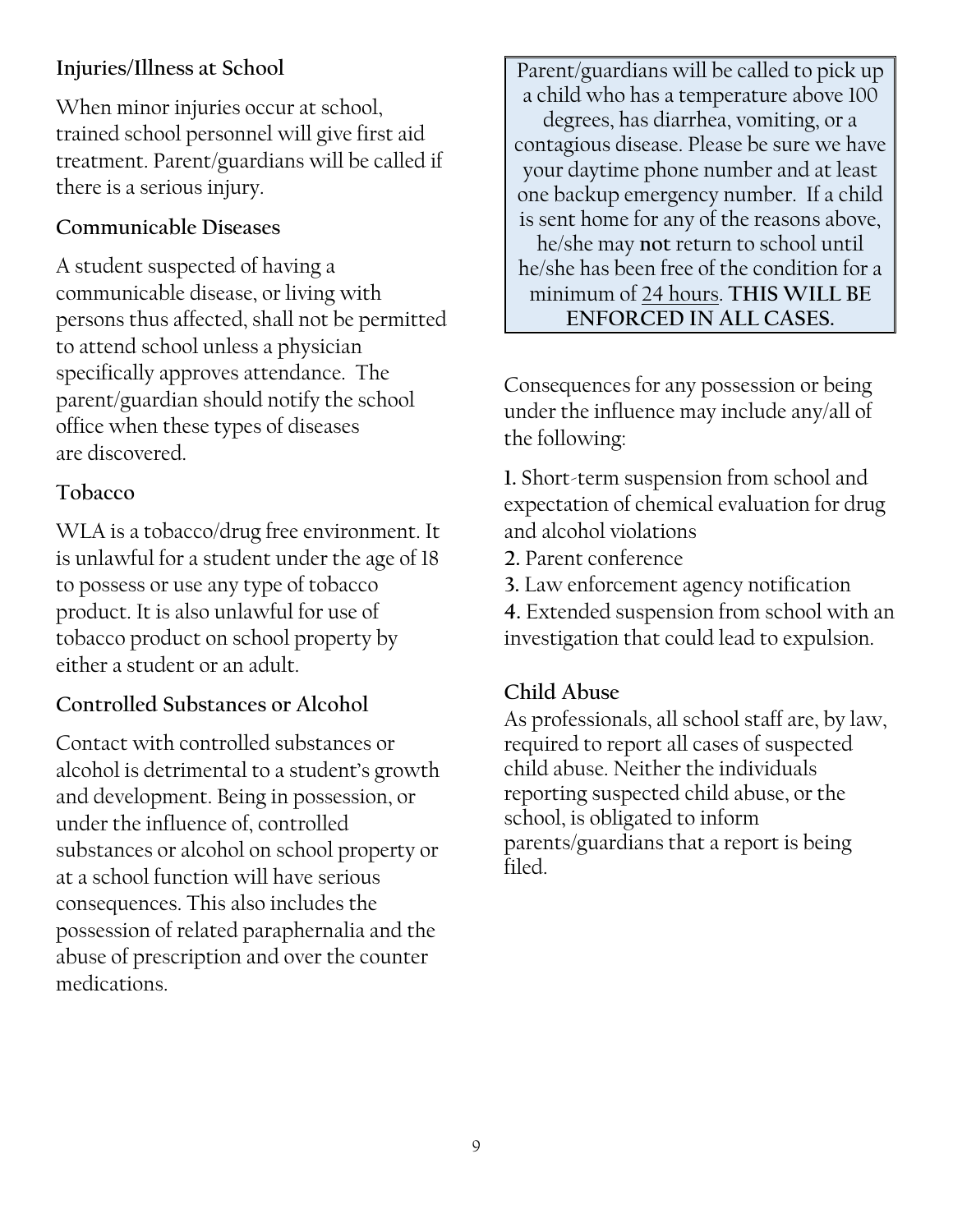### Injuries/Illness at School

When minor injuries occur at school, trained school personnel will give first aid treatment. Parent/guardians will be called if there is a serious injury.

### Communicable Diseases

A student suspected of having a communicable disease, or living with persons thus affected, shall not be permitted to attend school unless a physician specifically approves attendance. The parent/guardian should notify the school office when these types of diseases are discovered.

### Tobacco

WLA is a tobacco/drug free environment. It is unlawful for a student under the age of 18 to possess or use any type of tobacco product. It is also unlawful for use of tobacco product on school property by either a student or an adult.

### Controlled Substances or Alcohol

Contact with controlled substances or alcohol is detrimental to a student's growth and development. Being in possession, or under the influence of, controlled substances or alcohol on school property or at a school function will have serious consequences. This also includes the possession of related paraphernalia and the abuse of prescription and over the counter medications.

> Parent/guardians will be called to pick up a child who has a temperature above 100 degrees, has diarrhea, vomiting, or a contagious disease. Please be sure we have your daytime phone number and at least one backup emergency number. If a child is sent home for any of the reasons above, he/she may **not** return to school until he/she has been free of the condition for a minimum of 24 hours. **THIS WILL BE ENFORCED IN ALL CASES.**

Consequences for any possession or being under the influence may include any/all of the following:

**1.** Short-term suspension from school and expectation of chemical evaluation for drug and alcohol violations
**2.** Parent conference
**3.** Law enforcement agency notification
**4.** Extended suspension from school with an investigation that could lead to expulsion.

### Child Abuse

As professionals, all school staff are, by law, required to report all cases of suspected child abuse. Neither the individuals reporting suspected child abuse, or the school, is obligated to inform parents/guardians that a report is being filed.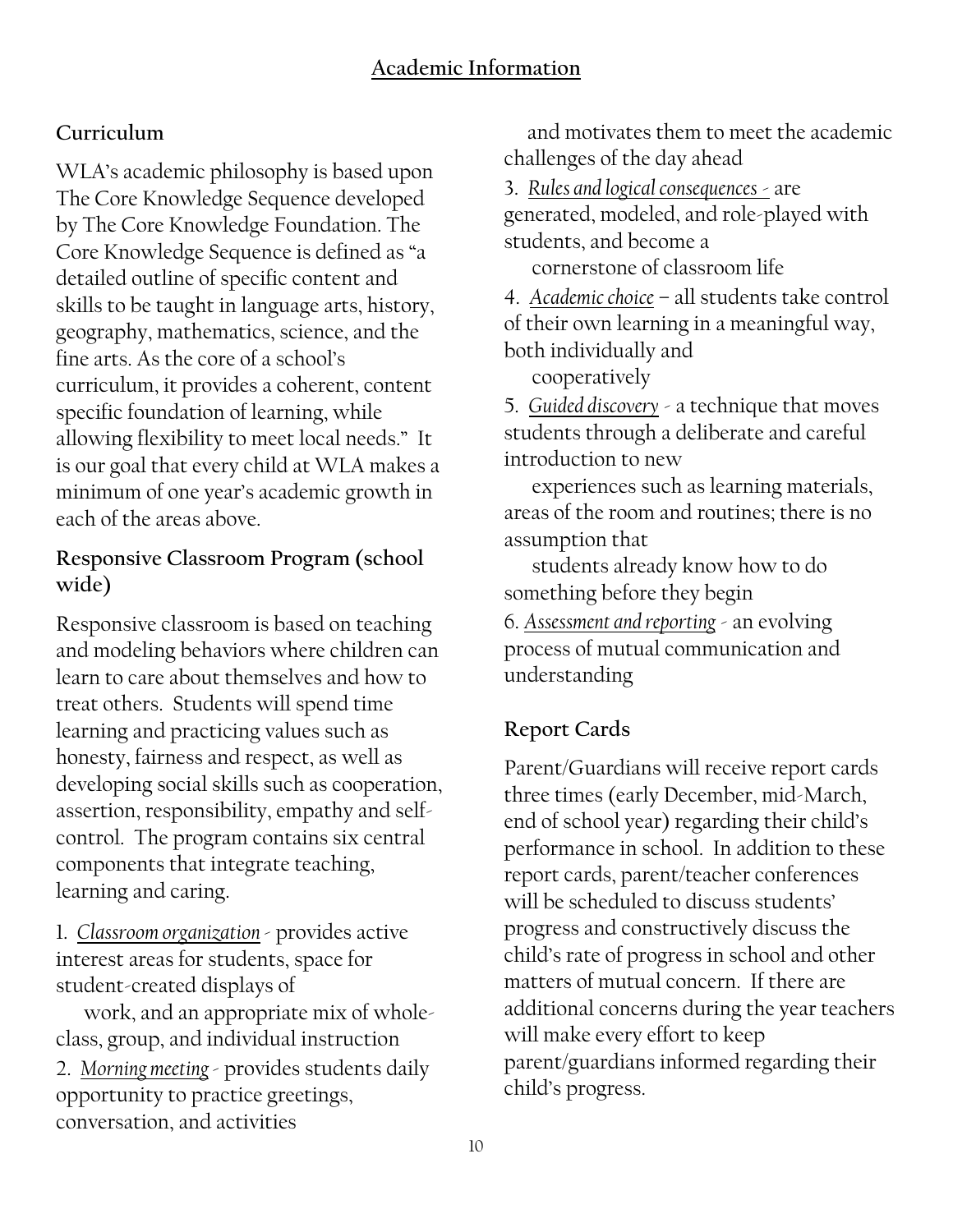## Academic Information

### Curriculum

WLA's academic philosophy is based upon The Core Knowledge Sequence developed by The Core Knowledge Foundation. The Core Knowledge Sequence is defined as "a detailed outline of specific content and skills to be taught in language arts, history, geography, mathematics, science, and the fine arts. As the core of a school's curriculum, it provides a coherent, content specific foundation of learning, while allowing flexibility to meet local needs." It is our goal that every child at WLA makes a minimum of one year's academic growth in each of the areas above.

### Responsive Classroom Program (school wide)

Responsive classroom is based on teaching and modeling behaviors where children can learn to care about themselves and how to treat others. Students will spend time learning and practicing values such as honesty, fairness and respect, as well as developing social skills such as cooperation, assertion, responsibility, empathy and self-control. The program contains six central components that integrate teaching, learning and caring.

1. *Classroom organization* - provides active interest areas for students, space for student-created displays of work, and an appropriate mix of whole-class, group, and individual instruction
2. *Morning meeting* - provides students daily opportunity to practice greetings, conversation, and activities and motivates them to meet the academic challenges of the day ahead
3. *Rules and logical consequences* - are generated, modeled, and role-played with students, and become a cornerstone of classroom life
4. *Academic choice* – all students take control of their own learning in a meaningful way, both individually and cooperatively
5. *Guided discovery* - a technique that moves students through a deliberate and careful introduction to new experiences such as learning materials, areas of the room and routines; there is no assumption that students already know how to do something before they begin
6. *Assessment and reporting* - an evolving process of mutual communication and understanding

### Report Cards

Parent/Guardians will receive report cards three times (early December, mid-March, end of school year) regarding their child's performance in school. In addition to these report cards, parent/teacher conferences will be scheduled to discuss students' progress and constructively discuss the child's rate of progress in school and other matters of mutual concern. If there are additional concerns during the year teachers will make every effort to keep parent/guardians informed regarding their child's progress.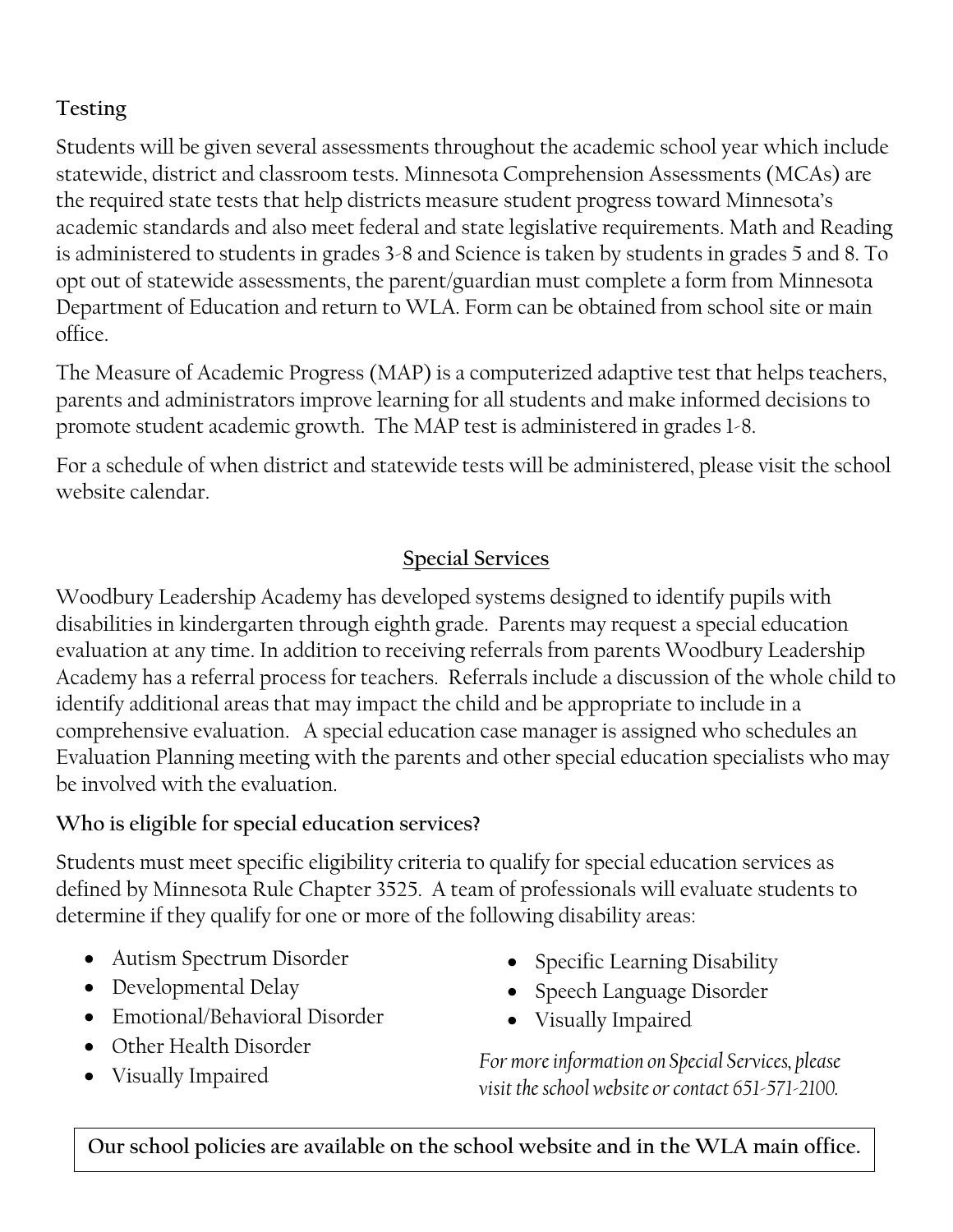**Testing**

Students will be given several assessments throughout the academic school year which include statewide, district and classroom tests. Minnesota Comprehension Assessments (MCAs) are the required state tests that help districts measure student progress toward Minnesota's academic standards and also meet federal and state legislative requirements. Math and Reading is administered to students in grades 3-8 and Science is taken by students in grades 5 and 8. To opt out of statewide assessments, the parent/guardian must complete a form from Minnesota Department of Education and return to WLA. Form can be obtained from school site or main office.

The Measure of Academic Progress (MAP) is a computerized adaptive test that helps teachers, parents and administrators improve learning for all students and make informed decisions to promote student academic growth. The MAP test is administered in grades 1-8.

For a schedule of when district and statewide tests will be administered, please visit the school website calendar.

## Special Services

Woodbury Leadership Academy has developed systems designed to identify pupils with disabilities in kindergarten through eighth grade. Parents may request a special education evaluation at any time. In addition to receiving referrals from parents Woodbury Leadership Academy has a referral process for teachers. Referrals include a discussion of the whole child to identify additional areas that may impact the child and be appropriate to include in a comprehensive evaluation. A special education case manager is assigned who schedules an Evaluation Planning meeting with the parents and other special education specialists who may be involved with the evaluation.

**Who is eligible for special education services?**

Students must meet specific eligibility criteria to qualify for special education services as defined by Minnesota Rule Chapter 3525. A team of professionals will evaluate students to determine if they qualify for one or more of the following disability areas:

- Autism Spectrum Disorder
- Developmental Delay
- Emotional/Behavioral Disorder
- Other Health Disorder
- Visually Impaired
- Specific Learning Disability
- Speech Language Disorder
- Visually Impaired

*For more information on Special Services, please visit the school website or contact 651-571-2100.*

**Our school policies are available on the school website and in the WLA main office.**